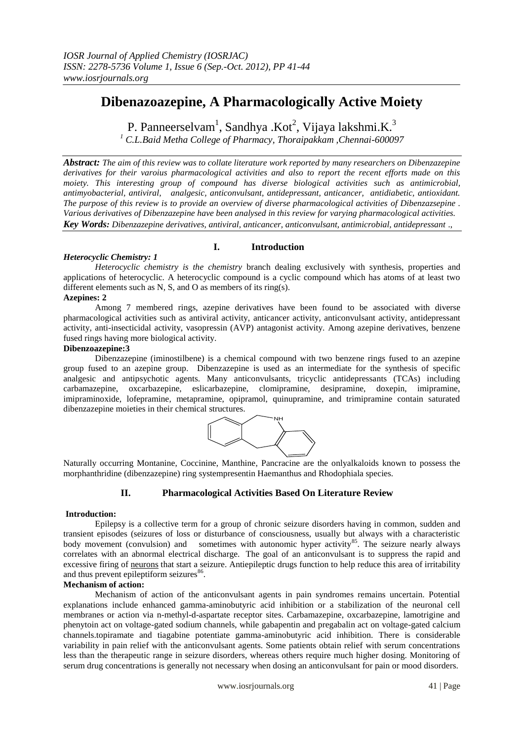*IOSR Journal of Applied Chemistry (IOSRJAC)*
*ISSN: 2278-5736 Volume 1, Issue 6 (Sep.-Oct. 2012), PP 41-44*
*www.iosrjournals.org*

# Dibenazoazepine, A Pharmacologically Active Moiety

P. Panneerselvam[1], Sandhya .Kot[2], Vijaya lakshmi.K.[3]

[1] C.L.Baid Metha College of Pharmacy, Thoraipakkam ,Chennai-600097

***Abstract:*** *The aim of this review was to collate literature work reported by many researchers on Dibenzazepine derivatives for their varoius pharmacological activities and also to report the recent efforts made on this moiety. This interesting group of compound has diverse biological activities such as antimicrobial, antimyobacterial, antiviral, analgesic, anticonvulsant, antidepressant, anticancer, antidiabetic, antioxidant. The purpose of this review is to provide an overview of diverse pharmacological activities of Dibenzazsepine . Various derivatives of Dibenzazepine have been analysed in this review for varying pharmacological activities.*

***Key Words:*** *Dibenzazepine derivatives, antiviral, anticancer, anticonvulsant, antimicrobial, antidepressant .,*

## I. Introduction

***Heterocyclic Chemistry: 1***

*Heterocyclic chemistry is the chemistry* branch dealing exclusively with synthesis, properties and applications of heterocyclic. A heterocyclic compound is a cyclic compound which has atoms of at least two different elements such as N, S, and O as members of its ring(s).

**Azepines: 2**

Among 7 membered rings, azepine derivatives have been found to be associated with diverse pharmacological activities such as antiviral activity, anticancer activity, anticonvulsant activity, antidepressant activity, anti-insecticidal activity, vasopressin (AVP) antagonist activity. Among azepine derivatives, benzene fused rings having more biological activity.

**Dibenzoazepine:3**

Dibenzazepine (iminostilbene) is a chemical compound with two benzene rings fused to an azepine group fused to an azepine group. Dibenzazepine is used as an intermediate for the synthesis of specific analgesic and antipsychotic agents. Many anticonvulsants, tricyclic antidepressants (TCAs) including carbamazepine, oxcarbazepine, eslicarbazepine, clomipramine, desipramine, doxepin, imipramine, imipraminoxide, lofepramine, metapramine, opipramol, quinupramine, and trimipramine contain saturated dibenzazepine moieties in their chemical structures.

Naturally occurring Montanine, Coccinine, Manthine, Pancracine are the onlyalkaloids known to possess the morphanthridine (dibenzazepine) ring systempresentin Haemanthus and Rhodophiala species.

## II. Pharmacological Activities Based On Literature Review

**Introduction:**

Epilepsy is a collective term for a group of chronic seizure disorders having in common, sudden and transient episodes (seizures of loss or disturbance of consciousness, usually but always with a characteristic body movement (convulsion) and sometimes with autonomic hyper activity[85]. The seizure nearly always correlates with an abnormal electrical discharge. The goal of an anticonvulsant is to suppress the rapid and excessive firing of neurons that start a seizure. Antiepileptic drugs function to help reduce this area of irritability and thus prevent epileptiform seizures[86].

**Mechanism of action:**

Mechanism of action of the anticonvulsant agents in pain syndromes remains uncertain. Potential explanations include enhanced gamma-aminobutyric acid inhibition or a stabilization of the neuronal cell membranes or action via n-methyl-d-aspartate receptor sites. Carbamazepine, oxcarbazepine, lamotrigine and phenytoin act on voltage-gated sodium channels, while gabapentin and pregabalin act on voltage-gated calcium channels.topiramate and tiagabine potentiate gamma-aminobutyric acid inhibition. There is considerable variability in pain relief with the anticonvulsant agents. Some patients obtain relief with serum concentrations less than the therapeutic range in seizure disorders, whereas others require much higher dosing. Monitoring of serum drug concentrations is generally not necessary when dosing an anticonvulsant for pain or mood disorders.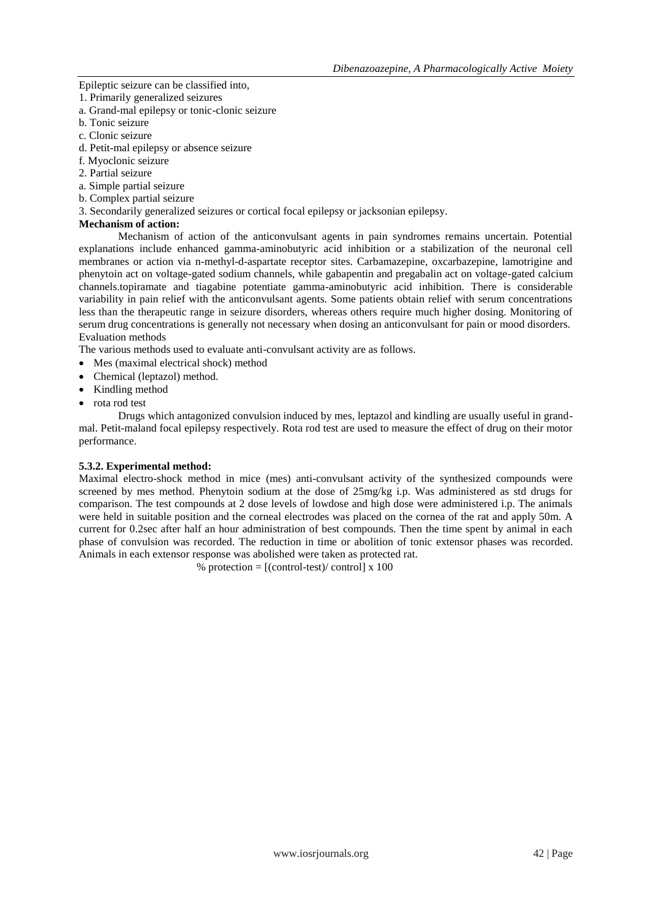Epileptic seizure can be classified into,

1. Primarily generalized seizures
a. Grand-mal epilepsy or tonic-clonic seizure
b. Tonic seizure
c. Clonic seizure
d. Petit-mal epilepsy or absence seizure
f. Myoclonic seizure
2. Partial seizure
a. Simple partial seizure
b. Complex partial seizure
3. Secondarily generalized seizures or cortical focal epilepsy or jacksonian epilepsy.

**Mechanism of action:**

Mechanism of action of the anticonvulsant agents in pain syndromes remains uncertain. Potential explanations include enhanced gamma-aminobutyric acid inhibition or a stabilization of the neuronal cell membranes or action via n-methyl-d-aspartate receptor sites. Carbamazepine, oxcarbazepine, lamotrigine and phenytoin act on voltage-gated sodium channels, while gabapentin and pregabalin act on voltage-gated calcium channels.topiramate and tiagabine potentiate gamma-aminobutyric acid inhibition. There is considerable variability in pain relief with the anticonvulsant agents. Some patients obtain relief with serum concentrations less than the therapeutic range in seizure disorders, whereas others require much higher dosing. Monitoring of serum drug concentrations is generally not necessary when dosing an anticonvulsant for pain or mood disorders.

Evaluation methods

The various methods used to evaluate anti-convulsant activity are as follows.

- Mes (maximal electrical shock) method
- Chemical (leptazol) method.
- Kindling method
- rota rod test

Drugs which antagonized convulsion induced by mes, leptazol and kindling are usually useful in grand-mal. Petit-maland focal epilepsy respectively. Rota rod test are used to measure the effect of drug on their motor performance.

**5.3.2. Experimental method:**

Maximal electro-shock method in mice (mes) anti-convulsant activity of the synthesized compounds were screened by mes method. Phenytoin sodium at the dose of 25mg/kg i.p. Was administered as std drugs for comparison. The test compounds at 2 dose levels of lowdose and high dose were administered i.p. The animals were held in suitable position and the corneal electrodes was placed on the cornea of the rat and apply 50m. A current for 0.2sec after half an hour administration of best compounds. Then the time spent by animal in each phase of convulsion was recorded. The reduction in time or abolition of tonic extensor phases was recorded. Animals in each extensor response was abolished were taken as protected rat.

$$\% \text{ protection} = [(\text{control-test})/ \text{ control}] \times 100$$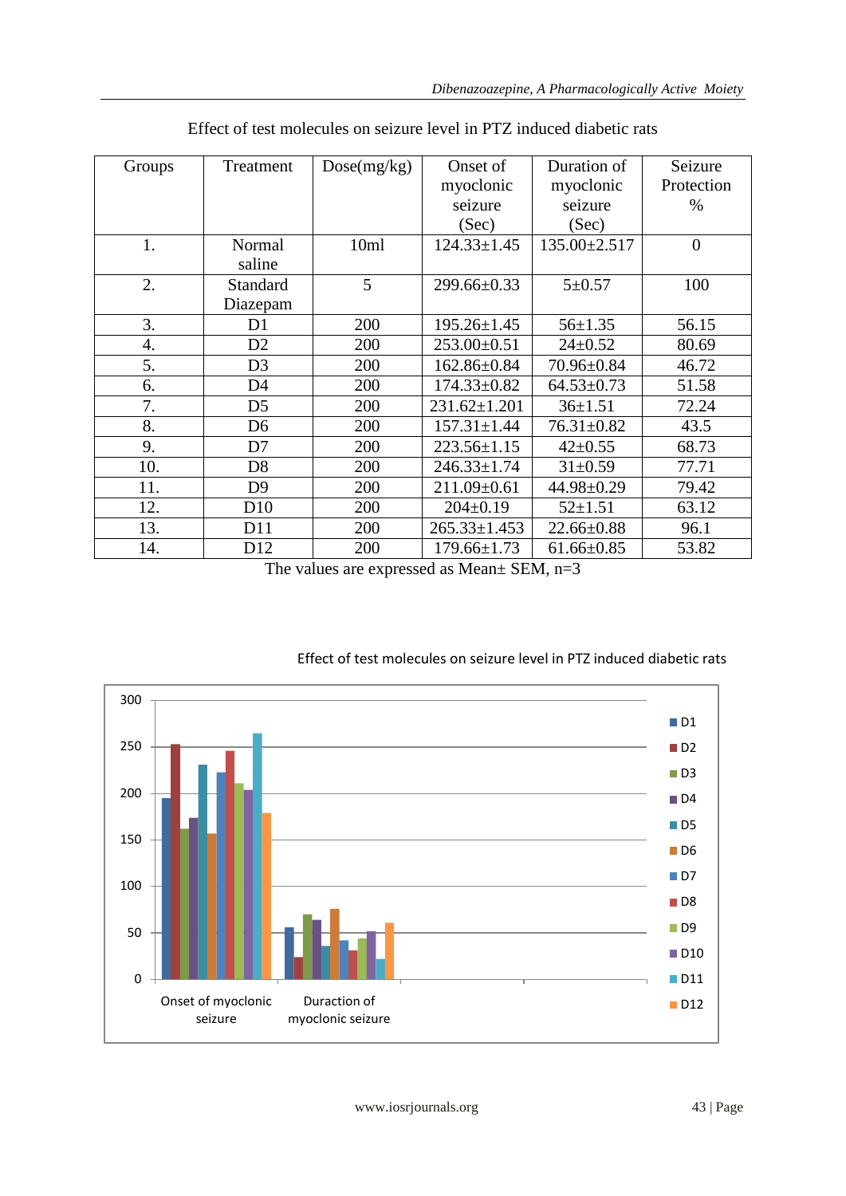Effect of test molecules on seizure level in PTZ induced diabetic rats

| Groups | Treatment | Dose(mg/kg) | Onset of myoclonic seizure (Sec) | Duration of myoclonic seizure (Sec) | Seizure Protection % |
|---|---|---|---|---|---|
| 1. | Normal saline | 10ml | 124.33±1.45 | 135.00±2.517 | 0 |
| 2. | Standard Diazepam | 5 | 299.66±0.33 | 5±0.57 | 100 |
| 3. | D1 | 200 | 195.26±1.45 | 56±1.35 | 56.15 |
| 4. | D2 | 200 | 253.00±0.51 | 24±0.52 | 80.69 |
| 5. | D3 | 200 | 162.86±0.84 | 70.96±0.84 | 46.72 |
| 6. | D4 | 200 | 174.33±0.82 | 64.53±0.73 | 51.58 |
| 7. | D5 | 200 | 231.62±1.201 | 36±1.51 | 72.24 |
| 8. | D6 | 200 | 157.31±1.44 | 76.31±0.82 | 43.5 |
| 9. | D7 | 200 | 223.56±1.15 | 42±0.55 | 68.73 |
| 10. | D8 | 200 | 246.33±1.74 | 31±0.59 | 77.71 |
| 11. | D9 | 200 | 211.09±0.61 | 44.98±0.29 | 79.42 |
| 12. | D10 | 200 | 204±0.19 | 52±1.51 | 63.12 |
| 13. | D11 | 200 | 265.33±1.453 | 22.66±0.88 | 96.1 |
| 14. | D12 | 200 | 179.66±1.73 | 61.66±0.85 | 53.82 |

The values are expressed as Mean± SEM, n=3

Effect of test molecules on seizure level in PTZ induced diabetic rats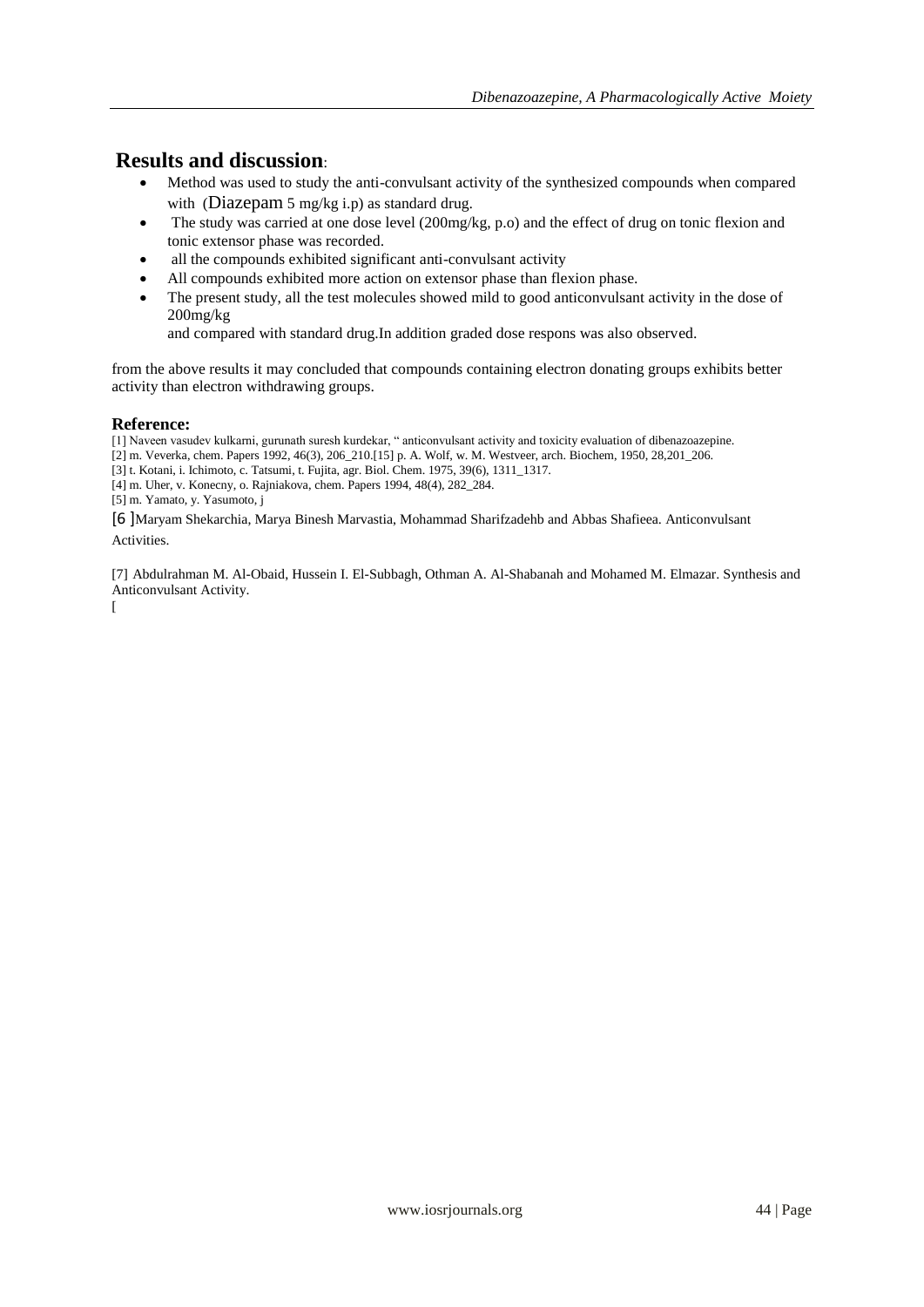## Results and discussion:

- Method was used to study the anti-convulsant activity of the synthesized compounds when compared with (Diazepam 5 mg/kg i.p) as standard drug.
- The study was carried at one dose level (200mg/kg, p.o) and the effect of drug on tonic flexion and tonic extensor phase was recorded.
- all the compounds exhibited significant anti-convulsant activity
- All compounds exhibited more action on extensor phase than flexion phase.
- The present study, all the test molecules showed mild to good anticonvulsant activity in the dose of 200mg/kg

  and compared with standard drug.In addition graded dose respons was also observed.

from the above results it may concluded that compounds containing electron donating groups exhibits better activity than electron withdrawing groups.

### Reference:

[1] Naveen vasudev kulkarni, gurunath suresh kurdekar, " anticonvulsant activity and toxicity evaluation of dibenazoazepine.

[2] m. Veverka, chem. Papers 1992, 46(3), 206_210.[15] p. A. Wolf, w. M. Westveer, arch. Biochem, 1950, 28,201_206.

[3] t. Kotani, i. Ichimoto, c. Tatsumi, t. Fujita, agr. Biol. Chem. 1975, 39(6), 1311_1317.

[4] m. Uher, v. Konecny, o. Rajniakova, chem. Papers 1994, 48(4), 282_284.

[5] m. Yamato, y. Yasumoto, j

[6 ]Maryam Shekarchia, Marya Binesh Marvastia, Mohammad Sharifzadehb and Abbas Shafieea. Anticonvulsant Activities.

[7] Abdulrahman M. Al-Obaid, Hussein I. El-Subbagh, Othman A. Al-Shabanah and Mohamed M. Elmazar. Synthesis and Anticonvulsant Activity.

[